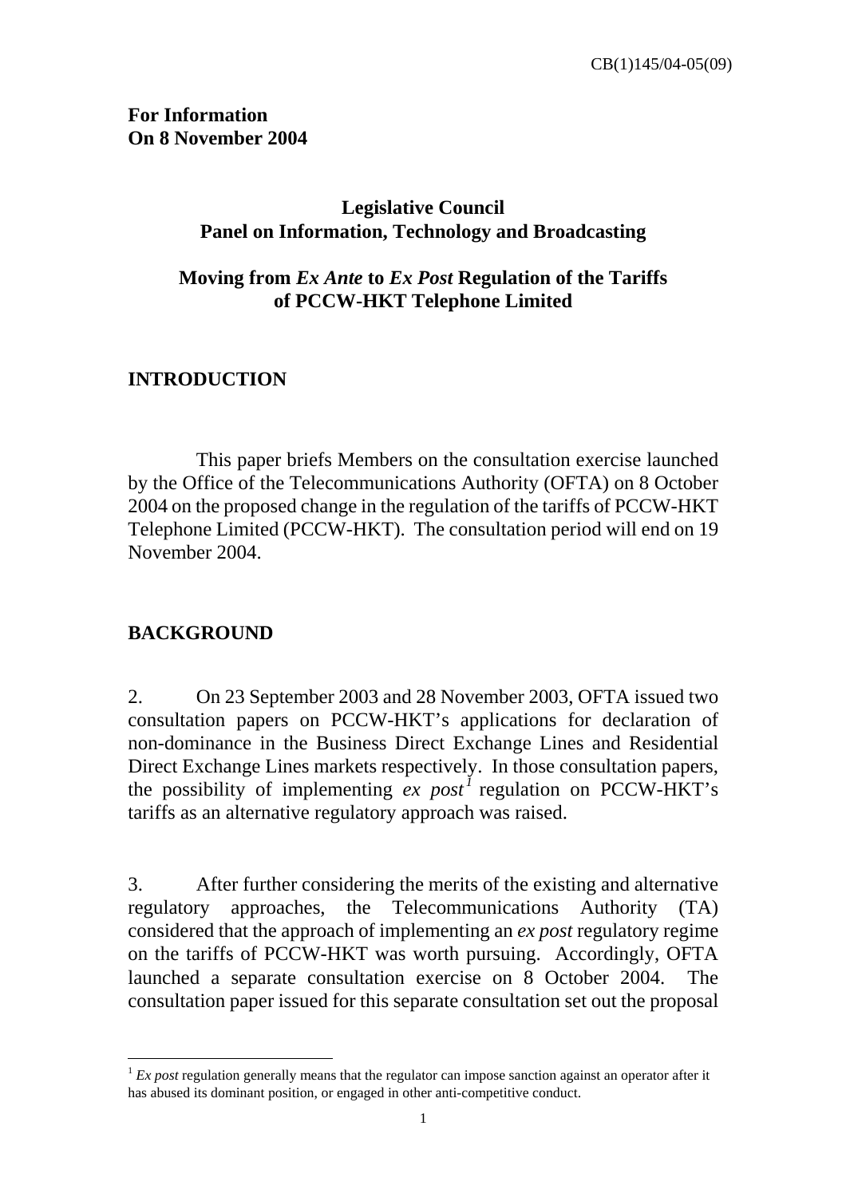CB(1)145/04-05(09)

**For Information**
**On 8 November 2004**

**Legislative Council**
**Panel on Information, Technology and Broadcasting**

# Moving from *Ex Ante* to *Ex Post* Regulation of the Tariffs of PCCW-HKT Telephone Limited

## INTRODUCTION

This paper briefs Members on the consultation exercise launched by the Office of the Telecommunications Authority (OFTA) on 8 October 2004 on the proposed change in the regulation of the tariffs of PCCW-HKT Telephone Limited (PCCW-HKT). The consultation period will end on 19 November 2004.

## BACKGROUND

2. On 23 September 2003 and 28 November 2003, OFTA issued two consultation papers on PCCW-HKT's applications for declaration of non-dominance in the Business Direct Exchange Lines and Residential Direct Exchange Lines markets respectively. In those consultation papers, the possibility of implementing *ex post*[1] regulation on PCCW-HKT's tariffs as an alternative regulatory approach was raised.

3. After further considering the merits of the existing and alternative regulatory approaches, the Telecommunications Authority (TA) considered that the approach of implementing an *ex post* regulatory regime on the tariffs of PCCW-HKT was worth pursuing. Accordingly, OFTA launched a separate consultation exercise on 8 October 2004. The consultation paper issued for this separate consultation set out the proposal

[1] *Ex post* regulation generally means that the regulator can impose sanction against an operator after it has abused its dominant position, or engaged in other anti-competitive conduct.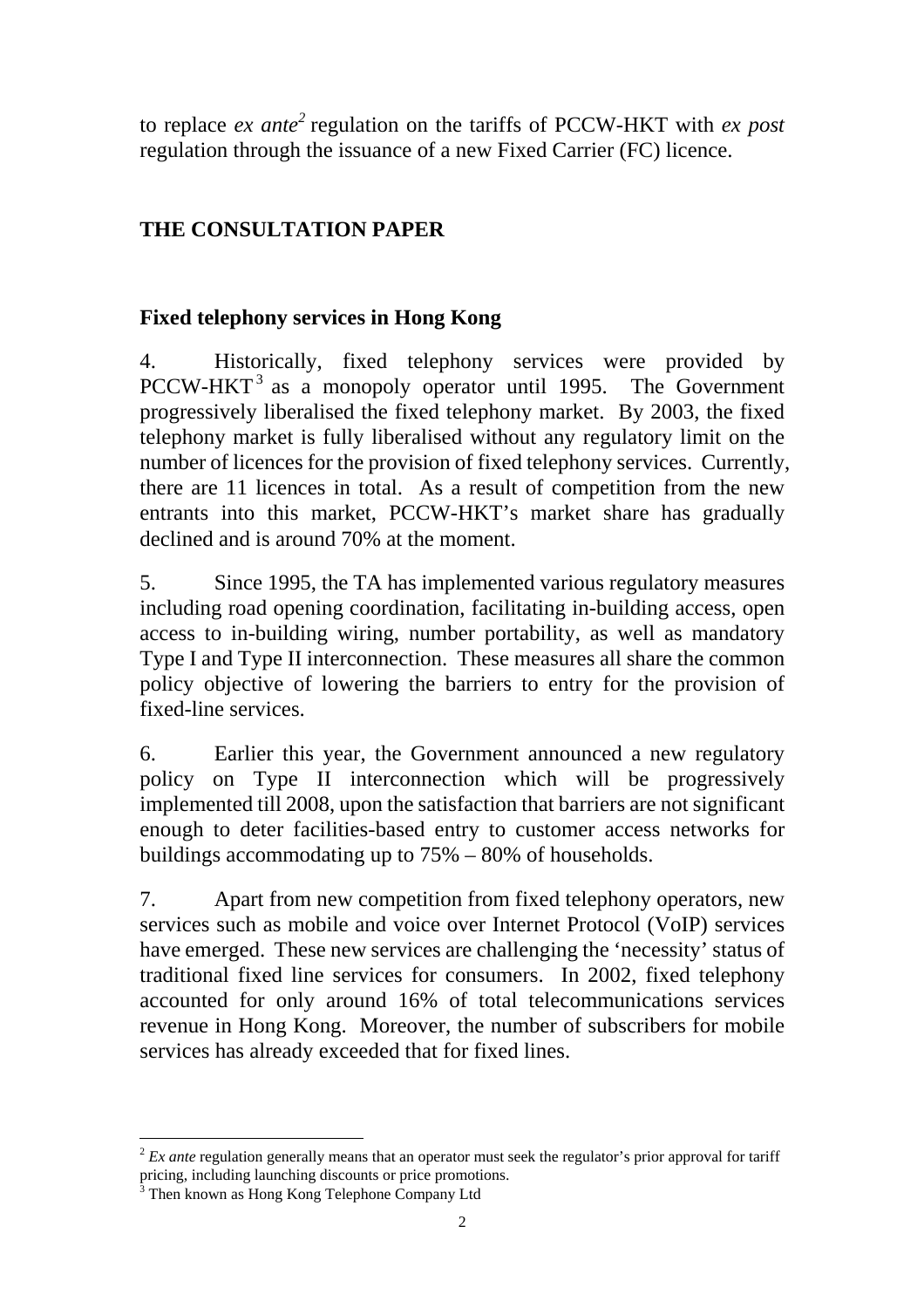to replace *ex ante*[2] regulation on the tariffs of PCCW-HKT with *ex post* regulation through the issuance of a new Fixed Carrier (FC) licence.

## THE CONSULTATION PAPER

### Fixed telephony services in Hong Kong

4. Historically, fixed telephony services were provided by PCCW-HKT[3] as a monopoly operator until 1995. The Government progressively liberalised the fixed telephony market. By 2003, the fixed telephony market is fully liberalised without any regulatory limit on the number of licences for the provision of fixed telephony services. Currently, there are 11 licences in total. As a result of competition from the new entrants into this market, PCCW-HKT's market share has gradually declined and is around 70% at the moment.

5. Since 1995, the TA has implemented various regulatory measures including road opening coordination, facilitating in-building access, open access to in-building wiring, number portability, as well as mandatory Type I and Type II interconnection. These measures all share the common policy objective of lowering the barriers to entry for the provision of fixed-line services.

6. Earlier this year, the Government announced a new regulatory policy on Type II interconnection which will be progressively implemented till 2008, upon the satisfaction that barriers are not significant enough to deter facilities-based entry to customer access networks for buildings accommodating up to 75% – 80% of households.

7. Apart from new competition from fixed telephony operators, new services such as mobile and voice over Internet Protocol (VoIP) services have emerged. These new services are challenging the 'necessity' status of traditional fixed line services for consumers. In 2002, fixed telephony accounted for only around 16% of total telecommunications services revenue in Hong Kong. Moreover, the number of subscribers for mobile services has already exceeded that for fixed lines.

---

[2] *Ex ante* regulation generally means that an operator must seek the regulator's prior approval for tariff pricing, including launching discounts or price promotions.

[3] Then known as Hong Kong Telephone Company Ltd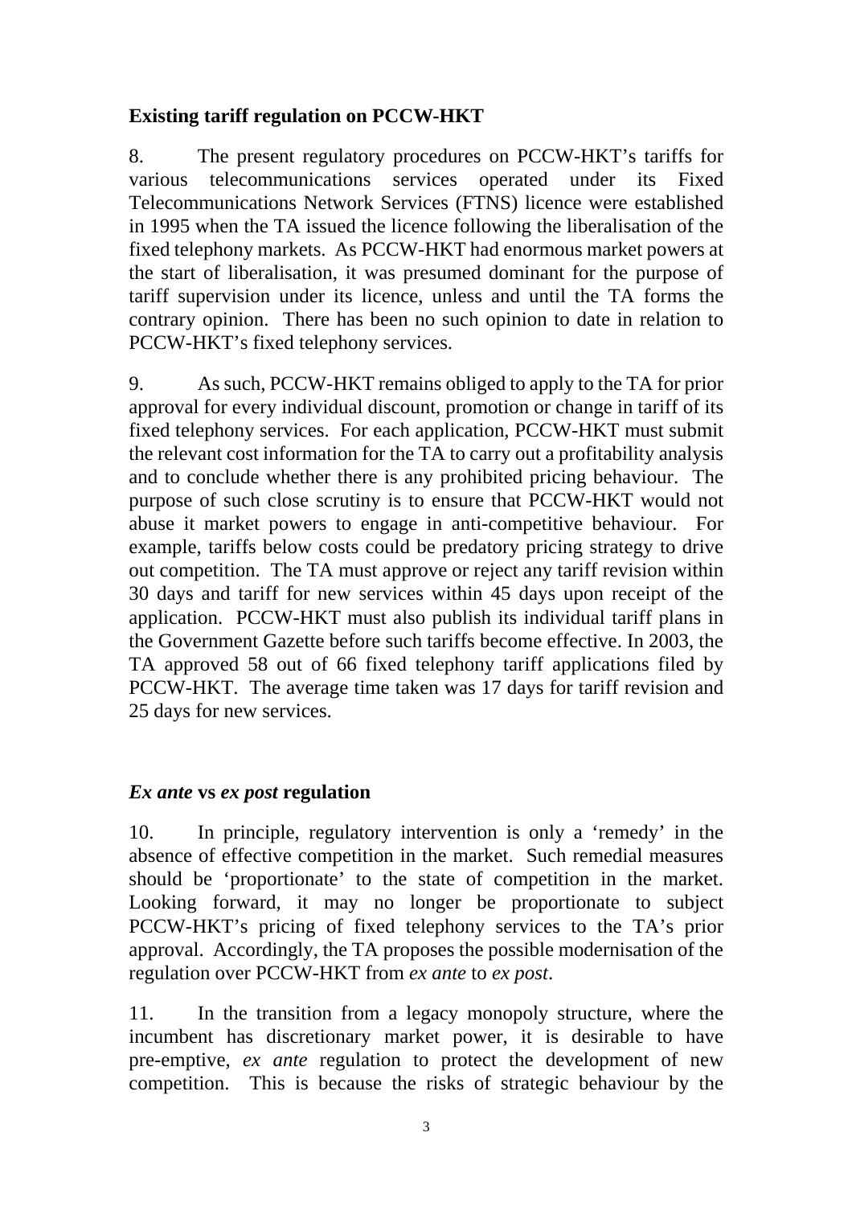**Existing tariff regulation on PCCW-HKT**

8. The present regulatory procedures on PCCW-HKT's tariffs for various telecommunications services operated under its Fixed Telecommunications Network Services (FTNS) licence were established in 1995 when the TA issued the licence following the liberalisation of the fixed telephony markets. As PCCW-HKT had enormous market powers at the start of liberalisation, it was presumed dominant for the purpose of tariff supervision under its licence, unless and until the TA forms the contrary opinion. There has been no such opinion to date in relation to PCCW-HKT's fixed telephony services.

9. As such, PCCW-HKT remains obliged to apply to the TA for prior approval for every individual discount, promotion or change in tariff of its fixed telephony services. For each application, PCCW-HKT must submit the relevant cost information for the TA to carry out a profitability analysis and to conclude whether there is any prohibited pricing behaviour. The purpose of such close scrutiny is to ensure that PCCW-HKT would not abuse it market powers to engage in anti-competitive behaviour. For example, tariffs below costs could be predatory pricing strategy to drive out competition. The TA must approve or reject any tariff revision within 30 days and tariff for new services within 45 days upon receipt of the application. PCCW-HKT must also publish its individual tariff plans in the Government Gazette before such tariffs become effective. In 2003, the TA approved 58 out of 66 fixed telephony tariff applications filed by PCCW-HKT. The average time taken was 17 days for tariff revision and 25 days for new services.

***Ex ante* vs *ex post* regulation**

10. In principle, regulatory intervention is only a 'remedy' in the absence of effective competition in the market. Such remedial measures should be 'proportionate' to the state of competition in the market. Looking forward, it may no longer be proportionate to subject PCCW-HKT's pricing of fixed telephony services to the TA's prior approval. Accordingly, the TA proposes the possible modernisation of the regulation over PCCW-HKT from *ex ante* to *ex post*.

11. In the transition from a legacy monopoly structure, where the incumbent has discretionary market power, it is desirable to have pre-emptive, *ex ante* regulation to protect the development of new competition. This is because the risks of strategic behaviour by the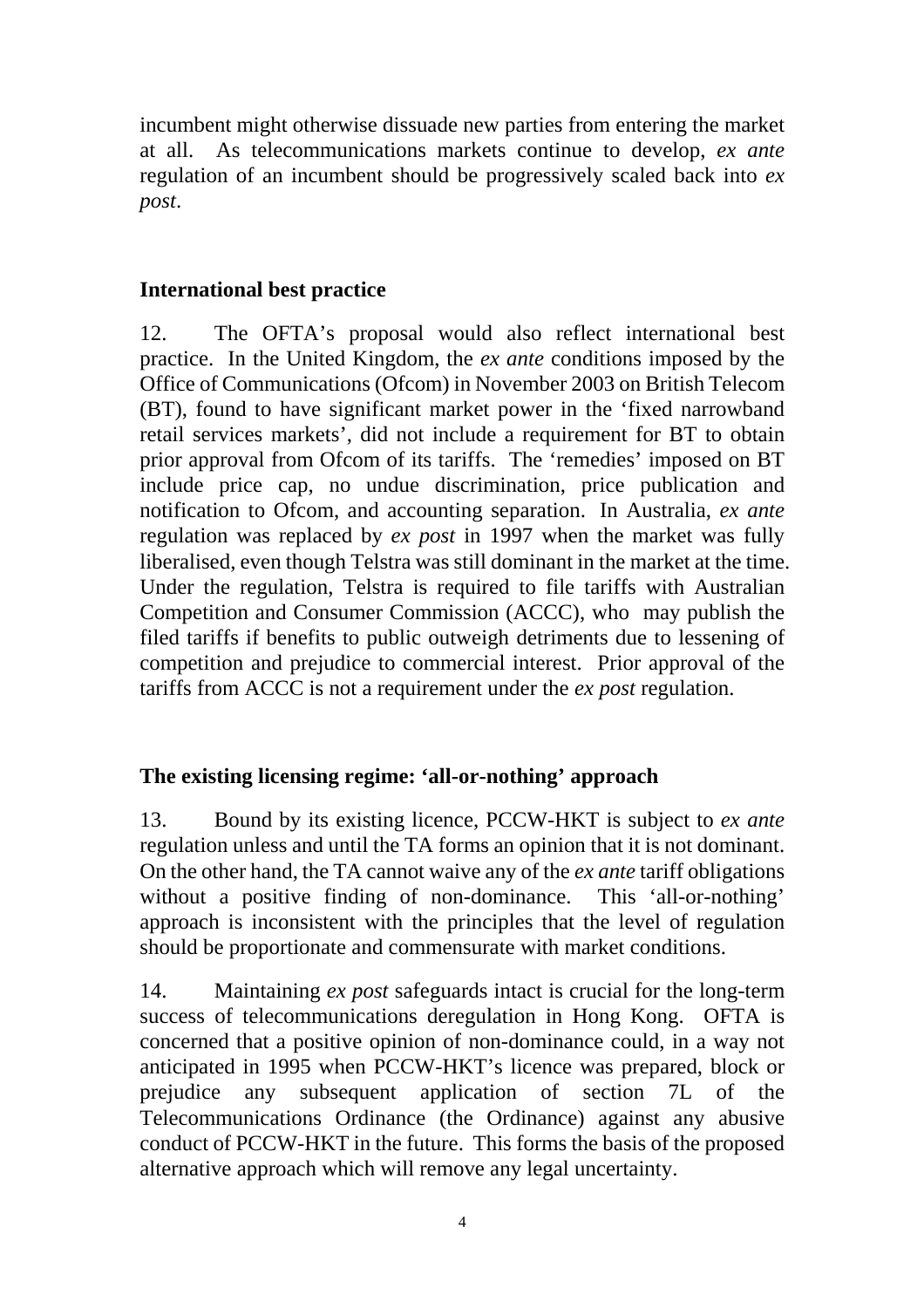incumbent might otherwise dissuade new parties from entering the market at all. As telecommunications markets continue to develop, *ex ante* regulation of an incumbent should be progressively scaled back into *ex post*.

## International best practice

12. The OFTA's proposal would also reflect international best practice. In the United Kingdom, the *ex ante* conditions imposed by the Office of Communications (Ofcom) in November 2003 on British Telecom (BT), found to have significant market power in the 'fixed narrowband retail services markets', did not include a requirement for BT to obtain prior approval from Ofcom of its tariffs. The 'remedies' imposed on BT include price cap, no undue discrimination, price publication and notification to Ofcom, and accounting separation. In Australia, *ex ante* regulation was replaced by *ex post* in 1997 when the market was fully liberalised, even though Telstra was still dominant in the market at the time. Under the regulation, Telstra is required to file tariffs with Australian Competition and Consumer Commission (ACCC), who may publish the filed tariffs if benefits to public outweigh detriments due to lessening of competition and prejudice to commercial interest. Prior approval of the tariffs from ACCC is not a requirement under the *ex post* regulation.

## The existing licensing regime: 'all-or-nothing' approach

13. Bound by its existing licence, PCCW-HKT is subject to *ex ante* regulation unless and until the TA forms an opinion that it is not dominant. On the other hand, the TA cannot waive any of the *ex ante* tariff obligations without a positive finding of non-dominance. This 'all-or-nothing' approach is inconsistent with the principles that the level of regulation should be proportionate and commensurate with market conditions.

14. Maintaining *ex post* safeguards intact is crucial for the long-term success of telecommunications deregulation in Hong Kong. OFTA is concerned that a positive opinion of non-dominance could, in a way not anticipated in 1995 when PCCW-HKT's licence was prepared, block or prejudice any subsequent application of section 7L of the Telecommunications Ordinance (the Ordinance) against any abusive conduct of PCCW-HKT in the future. This forms the basis of the proposed alternative approach which will remove any legal uncertainty.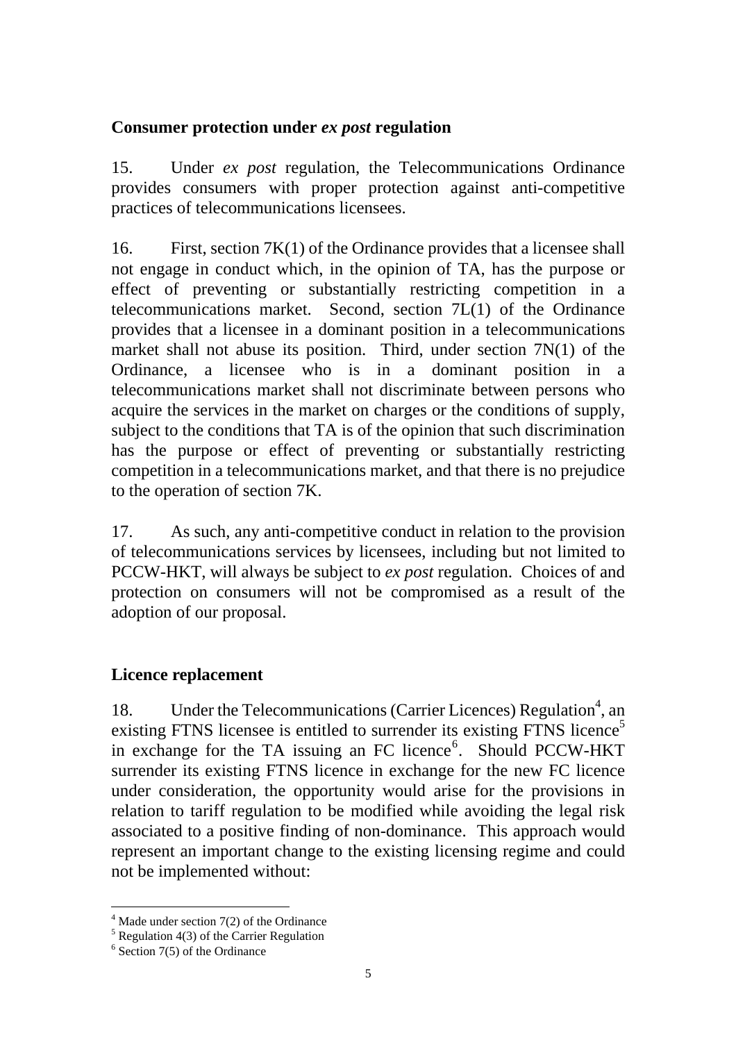### Consumer protection under *ex post* regulation

15. Under *ex post* regulation, the Telecommunications Ordinance provides consumers with proper protection against anti-competitive practices of telecommunications licensees.

16. First, section 7K(1) of the Ordinance provides that a licensee shall not engage in conduct which, in the opinion of TA, has the purpose or effect of preventing or substantially restricting competition in a telecommunications market. Second, section 7L(1) of the Ordinance provides that a licensee in a dominant position in a telecommunications market shall not abuse its position. Third, under section 7N(1) of the Ordinance, a licensee who is in a dominant position in a telecommunications market shall not discriminate between persons who acquire the services in the market on charges or the conditions of supply, subject to the conditions that TA is of the opinion that such discrimination has the purpose or effect of preventing or substantially restricting competition in a telecommunications market, and that there is no prejudice to the operation of section 7K.

17. As such, any anti-competitive conduct in relation to the provision of telecommunications services by licensees, including but not limited to PCCW-HKT, will always be subject to *ex post* regulation. Choices of and protection on consumers will not be compromised as a result of the adoption of our proposal.

### Licence replacement

18. Under the Telecommunications (Carrier Licences) Regulation[4], an existing FTNS licensee is entitled to surrender its existing FTNS licence[5] in exchange for the TA issuing an FC licence[6]. Should PCCW-HKT surrender its existing FTNS licence in exchange for the new FC licence under consideration, the opportunity would arise for the provisions in relation to tariff regulation to be modified while avoiding the legal risk associated to a positive finding of non-dominance. This approach would represent an important change to the existing licensing regime and could not be implemented without:

---

[4] Made under section 7(2) of the Ordinance

[5] Regulation 4(3) of the Carrier Regulation

[6] Section 7(5) of the Ordinance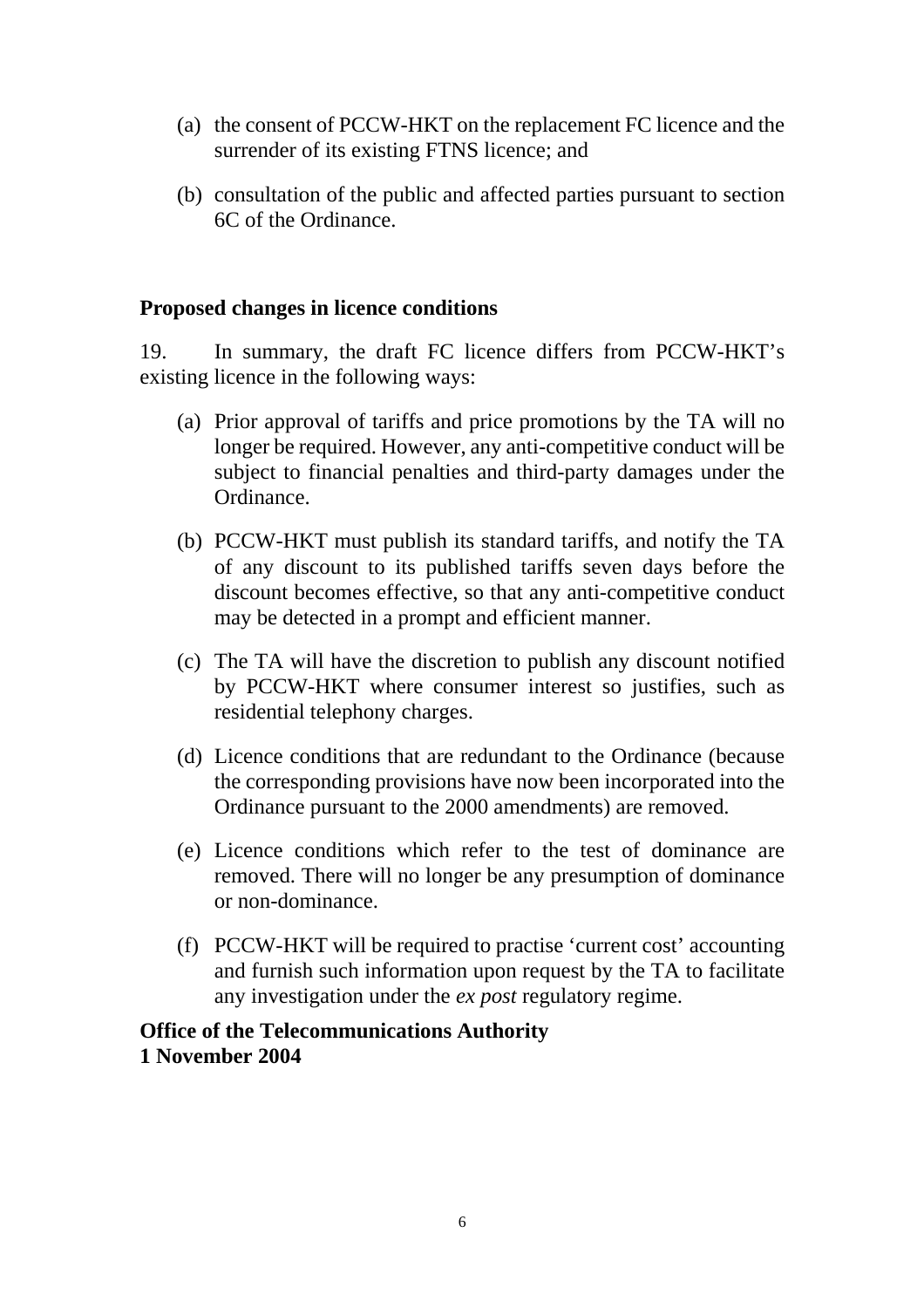(a) the consent of PCCW-HKT on the replacement FC licence and the surrender of its existing FTNS licence; and

(b) consultation of the public and affected parties pursuant to section 6C of the Ordinance.

**Proposed changes in licence conditions**

19. In summary, the draft FC licence differs from PCCW-HKT's existing licence in the following ways:

(a) Prior approval of tariffs and price promotions by the TA will no longer be required. However, any anti-competitive conduct will be subject to financial penalties and third-party damages under the Ordinance.

(b) PCCW-HKT must publish its standard tariffs, and notify the TA of any discount to its published tariffs seven days before the discount becomes effective, so that any anti-competitive conduct may be detected in a prompt and efficient manner.

(c) The TA will have the discretion to publish any discount notified by PCCW-HKT where consumer interest so justifies, such as residential telephony charges.

(d) Licence conditions that are redundant to the Ordinance (because the corresponding provisions have now been incorporated into the Ordinance pursuant to the 2000 amendments) are removed.

(e) Licence conditions which refer to the test of dominance are removed. There will no longer be any presumption of dominance or non-dominance.

(f) PCCW-HKT will be required to practise 'current cost' accounting and furnish such information upon request by the TA to facilitate any investigation under the *ex post* regulatory regime.

**Office of the Telecommunications Authority**
**1 November 2004**